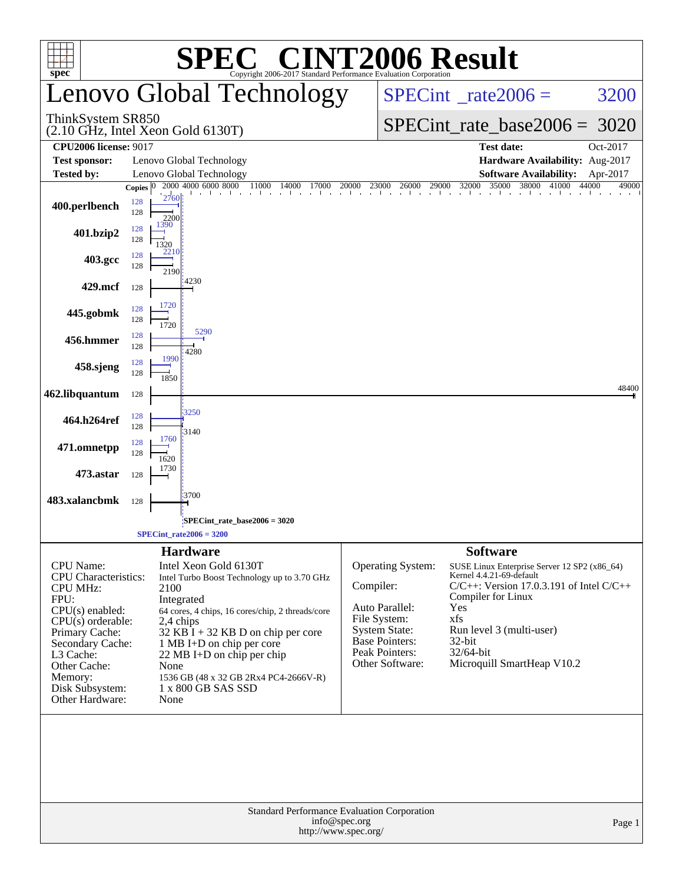# SPEC® CINT2006 Result

Copyright 2006-2017 Standard Performance Evaluation Corporation

## Lenovo Global Technology

ThinkSystem SR850
(2.10 GHz, Intel Xeon Gold 6130T)

SPECint_rate2006 = 3200

SPECint_rate_base2006 = 3020

| | | | |
|---|---|---|---|
| **CPU2006 license:** 9017 | | **Test date:** | Oct-2017 |
| **Test sponsor:** | Lenovo Global Technology | **Hardware Availability:** | Aug-2017 |
| **Tested by:** | Lenovo Global Technology | **Software Availability:** | Apr-2017 |

| Benchmark | Copies (peak) | Peak | Copies (base) | Base |
|---|---|---|---|---|
| 400.perlbench | 128 | 2760 | 128 | 2200 |
| 401.bzip2 | 128 | 1390 | 128 | 1320 |
| 403.gcc | 128 | 2210 | 128 | 2190 |
| 429.mcf | | | 128 | 4230 |
| 445.gobmk | 128 | 1720 | 128 | 1720 |
| 456.hmmer | 128 | 5290 | 128 | 4280 |
| 458.sjeng | 128 | 1990 | 128 | 1850 |
| 462.libquantum | | | 128 | 48400 |
| 464.h264ref | 128 | 3250 | 128 | 3140 |
| 471.omnetpp | 128 | 1760 | 128 | 1620 |
| 473.astar | | | 128 | 1730 |
| 483.xalancbmk | | | 128 | 3700 |

SPECint_rate_base2006 = 3020

SPECint_rate2006 = 3200

### Hardware

| | |
|---|---|
| CPU Name: | Intel Xeon Gold 6130T |
| CPU Characteristics: | Intel Turbo Boost Technology up to 3.70 GHz |
| CPU MHz: | 2100 |
| FPU: | Integrated |
| CPU(s) enabled: | 64 cores, 4 chips, 16 cores/chip, 2 threads/core |
| CPU(s) orderable: | 2,4 chips |
| Primary Cache: | 32 KB I + 32 KB D on chip per core |
| Secondary Cache: | 1 MB I+D on chip per core |
| L3 Cache: | 22 MB I+D on chip per chip |
| Other Cache: | None |
| Memory: | 1536 GB (48 x 32 GB 2Rx4 PC4-2666V-R) |
| Disk Subsystem: | 1 x 800 GB SAS SSD |
| Other Hardware: | None |

### Software

| | |
|---|---|
| Operating System: | SUSE Linux Enterprise Server 12 SP2 (x86_64) Kernel 4.4.21-69-default |
| Compiler: | C/C++: Version 17.0.3.191 of Intel C/C++ Compiler for Linux |
| Auto Parallel: | Yes |
| File System: | xfs |
| System State: | Run level 3 (multi-user) |
| Base Pointers: | 32-bit |
| Peak Pointers: | 32/64-bit |
| Other Software: | Microquill SmartHeap V10.2 |

Standard Performance Evaluation Corporation
info@spec.org
http://www.spec.org/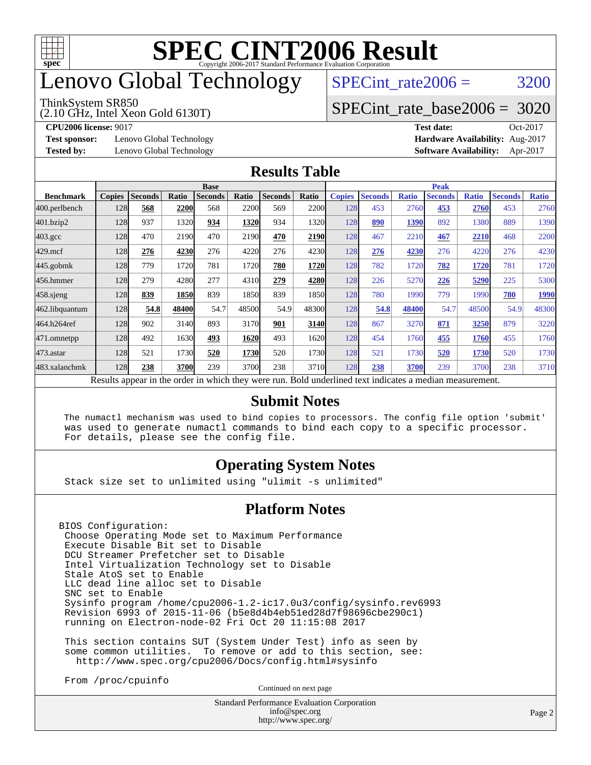# SPEC CINT2006 Result

Copyright 2006-2017 Standard Performance Evaluation Corporation

# Lenovo Global Technology

ThinkSystem SR850
(2.10 GHz, Intel Xeon Gold 6130T)

SPECint_rate2006 = 3200

SPECint_rate_base2006 = 3020

**CPU2006 license:** 9017 **Test date:** Oct-2017
**Test sponsor:** Lenovo Global Technology **Hardware Availability:** Aug-2017
**Tested by:** Lenovo Global Technology **Software Availability:** Apr-2017

## Results Table

| | Base | | | | | | | Peak | | | | | | |
|---|---|---|---|---|---|---|---|---|---|---|---|---|---|---|
| **Benchmark** | **Copies** | **Seconds** | **Ratio** | **Seconds** | **Ratio** | **Seconds** | **Ratio** | **Copies** | **Seconds** | **Ratio** | **Seconds** | **Ratio** | **Seconds** | **Ratio** |
| 400.perlbench | 128 | **568** | **2200** | 568 | 2200 | 569 | 2200 | 128 | 453 | 2760 | **453** | **2760** | 453 | 2760 |
| 401.bzip2 | 128 | 937 | 1320 | **934** | **1320** | 934 | 1320 | 128 | **890** | **1390** | 892 | 1380 | 889 | 1390 |
| 403.gcc | 128 | 470 | 2190 | 470 | 2190 | **470** | **2190** | 128 | 467 | 2210 | **467** | **2210** | 468 | 2200 |
| 429.mcf | 128 | **276** | **4230** | 276 | 4220 | 276 | 4230 | 128 | **276** | **4230** | 276 | 4220 | 276 | 4230 |
| 445.gobmk | 128 | 779 | 1720 | 781 | 1720 | **780** | **1720** | 128 | 782 | 1720 | **782** | **1720** | 781 | 1720 |
| 456.hmmer | 128 | 279 | 4280 | 277 | 4310 | **279** | **4280** | 128 | 226 | 5270 | **226** | **5290** | 225 | 5300 |
| 458.sjeng | 128 | **839** | **1850** | 839 | 1850 | 839 | 1850 | 128 | 780 | 1990 | 779 | 1990 | **780** | **1990** |
| 462.libquantum | 128 | **54.8** | **48400** | 54.7 | 48500 | 54.9 | 48300 | 128 | **54.8** | **48400** | 54.7 | 48500 | 54.9 | 48300 |
| 464.h264ref | 128 | 902 | 3140 | 893 | 3170 | **901** | **3140** | 128 | 867 | 3270 | **871** | **3250** | 879 | 3220 |
| 471.omnetpp | 128 | 492 | 1630 | **493** | **1620** | 493 | 1620 | 128 | 454 | 1760 | **455** | **1760** | 455 | 1760 |
| 473.astar | 128 | 521 | 1730 | **520** | **1730** | 520 | 1730 | 128 | 521 | 1730 | **520** | **1730** | 520 | 1730 |
| 483.xalancbmk | 128 | **238** | **3700** | 239 | 3700 | 238 | 3710 | 128 | **238** | **3700** | 239 | 3700 | 238 | 3710 |

Results appear in the order in which they were run. Bold underlined text indicates a median measurement.

## Submit Notes

```
The numactl mechanism was used to bind copies to processors. The config file option 'submit'
was used to generate numactl commands to bind each copy to a specific processor.
For details, please see the config file.
```

## Operating System Notes

```
Stack size set to unlimited using "ulimit -s unlimited"
```

## Platform Notes

```
BIOS Configuration:
 Choose Operating Mode set to Maximum Performance
 Execute Disable Bit set to Disable
 DCU Streamer Prefetcher set to Disable
 Intel Virtualization Technology set to Disable
 Stale AtoS set to Enable
 LLC dead line alloc set to Disable
 SNC set to Enable
 Sysinfo program /home/cpu2006-1.2-ic17.0u3/config/sysinfo.rev6993
 Revision 6993 of 2015-11-06 (b5e8d4b4eb51ed28d7f98696cbe290c1)
 running on Electron-node-02 Fri Oct 20 11:15:08 2017

 This section contains SUT (System Under Test) info as seen by
 some common utilities.  To remove or add to this section, see:
   http://www.spec.org/cpu2006/Docs/config.html#sysinfo

 From /proc/cpuinfo
```

Continued on next page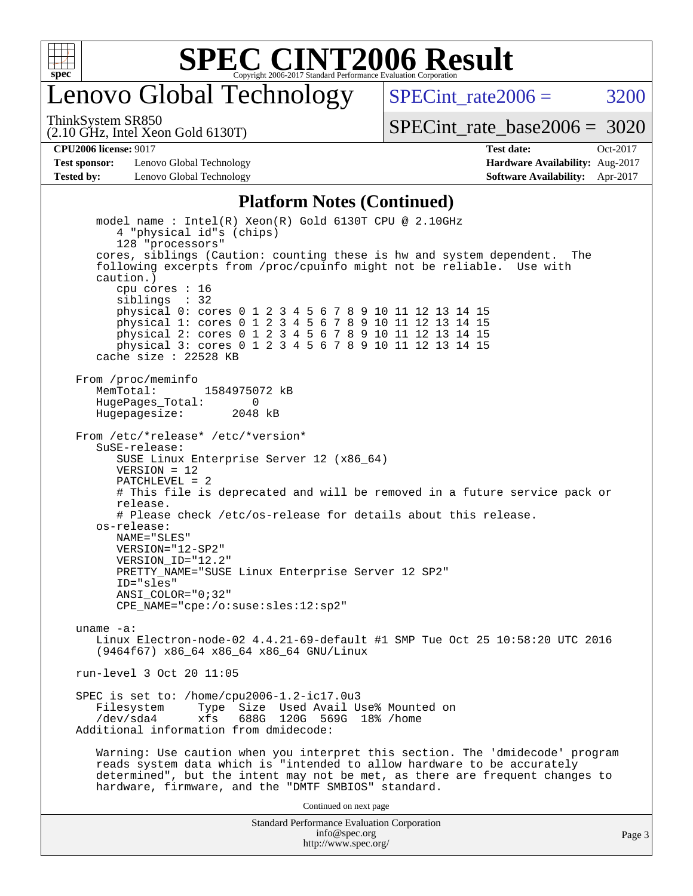# SPEC CINT2006 Result

## Lenovo Global Technology

ThinkSystem SR850
(2.10 GHz, Intel Xeon Gold 6130T)

SPECint_rate2006 = 3200

SPECint_rate_base2006 = 3020

| | | | |
|---|---|---|---|
| **CPU2006 license:** 9017 | | **Test date:** | Oct-2017 |
| **Test sponsor:** | Lenovo Global Technology | **Hardware Availability:** | Aug-2017 |
| **Tested by:** | Lenovo Global Technology | **Software Availability:** | Apr-2017 |

### Platform Notes (Continued)

```
   model name : Intel(R) Xeon(R) Gold 6130T CPU @ 2.10GHz
      4 "physical id"s (chips)
      128 "processors"
   cores, siblings (Caution: counting these is hw and system dependent.  The
   following excerpts from /proc/cpuinfo might not be reliable.  Use with
   caution.)
      cpu cores : 16
      siblings  : 32
      physical 0: cores 0 1 2 3 4 5 6 7 8 9 10 11 12 13 14 15
      physical 1: cores 0 1 2 3 4 5 6 7 8 9 10 11 12 13 14 15
      physical 2: cores 0 1 2 3 4 5 6 7 8 9 10 11 12 13 14 15
      physical 3: cores 0 1 2 3 4 5 6 7 8 9 10 11 12 13 14 15
   cache size : 22528 KB

From /proc/meminfo
   MemTotal:       1584975072 kB
   HugePages_Total:       0
   Hugepagesize:       2048 kB

From /etc/*release* /etc/*version*
   SuSE-release:
      SUSE Linux Enterprise Server 12 (x86_64)
      VERSION = 12
      PATCHLEVEL = 2
      # This file is deprecated and will be removed in a future service pack or
      release.
      # Please check /etc/os-release for details about this release.
   os-release:
      NAME="SLES"
      VERSION="12-SP2"
      VERSION_ID="12.2"
      PRETTY_NAME="SUSE Linux Enterprise Server 12 SP2"
      ID="sles"
      ANSI_COLOR="0;32"
      CPE_NAME="cpe:/o:suse:sles:12:sp2"

uname -a:
   Linux Electron-node-02 4.4.21-69-default #1 SMP Tue Oct 25 10:58:20 UTC 2016
   (9464f67) x86_64 x86_64 x86_64 GNU/Linux

run-level 3 Oct 20 11:05

SPEC is set to: /home/cpu2006-1.2-ic17.0u3
   Filesystem     Type  Size  Used Avail Use% Mounted on
   /dev/sda4      xfs   688G  120G  569G  18% /home
Additional information from dmidecode:

   Warning: Use caution when you interpret this section. The 'dmidecode' program
   reads system data which is "intended to allow hardware to be accurately
   determined", but the intent may not be met, as there are frequent changes to
   hardware, firmware, and the "DMTF SMBIOS" standard.
```

Continued on next page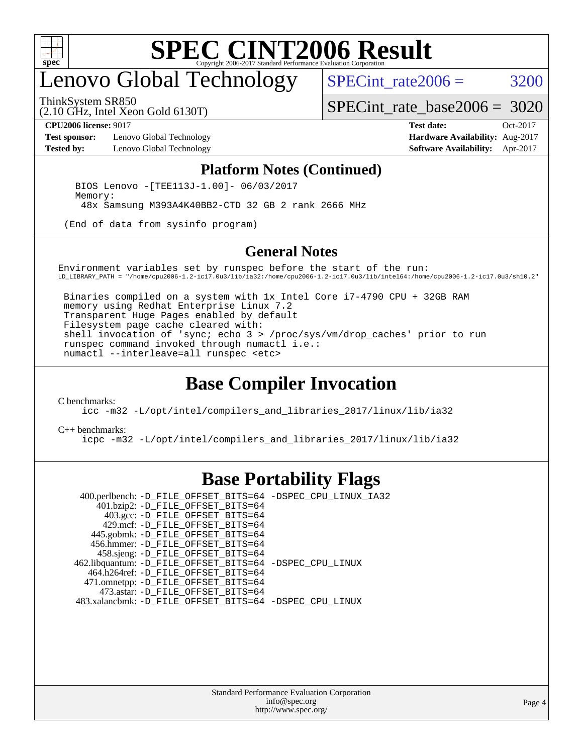## Platform Notes (Continued)

```
BIOS Lenovo -[TEE113J-1.00]- 06/03/2017
Memory:
 48x Samsung M393A4K40BB2-CTD 32 GB 2 rank 2666 MHz

(End of data from sysinfo program)
```

## General Notes

```
Environment variables set by runspec before the start of the run:
LD_LIBRARY_PATH = "/home/cpu2006-1.2-ic17.0u3/lib/ia32:/home/cpu2006-1.2-ic17.0u3/lib/intel64:/home/cpu2006-1.2-ic17.0u3/sh10.2"

 Binaries compiled on a system with 1x Intel Core i7-4790 CPU + 32GB RAM
 memory using Redhat Enterprise Linux 7.2
 Transparent Huge Pages enabled by default
 Filesystem page cache cleared with:
 shell invocation of 'sync; echo 3 > /proc/sys/vm/drop_caches' prior to run
 runspec command invoked through numactl i.e.:
 numactl --interleave=all runspec <etc>
```

# Base Compiler Invocation

C benchmarks:

```
icc -m32 -L/opt/intel/compilers_and_libraries_2017/linux/lib/ia32
```

C++ benchmarks:

```
icpc -m32 -L/opt/intel/compilers_and_libraries_2017/linux/lib/ia32
```

# Base Portability Flags

| Benchmark | Flags |
|---|---|
| 400.perlbench: | -D_FILE_OFFSET_BITS=64 -DSPEC_CPU_LINUX_IA32 |
| 401.bzip2: | -D_FILE_OFFSET_BITS=64 |
| 403.gcc: | -D_FILE_OFFSET_BITS=64 |
| 429.mcf: | -D_FILE_OFFSET_BITS=64 |
| 445.gobmk: | -D_FILE_OFFSET_BITS=64 |
| 456.hmmer: | -D_FILE_OFFSET_BITS=64 |
| 458.sjeng: | -D_FILE_OFFSET_BITS=64 |
| 462.libquantum: | -D_FILE_OFFSET_BITS=64 -DSPEC_CPU_LINUX |
| 464.h264ref: | -D_FILE_OFFSET_BITS=64 |
| 471.omnetpp: | -D_FILE_OFFSET_BITS=64 |
| 473.astar: | -D_FILE_OFFSET_BITS=64 |
| 483.xalancbmk: | -D_FILE_OFFSET_BITS=64 -DSPEC_CPU_LINUX |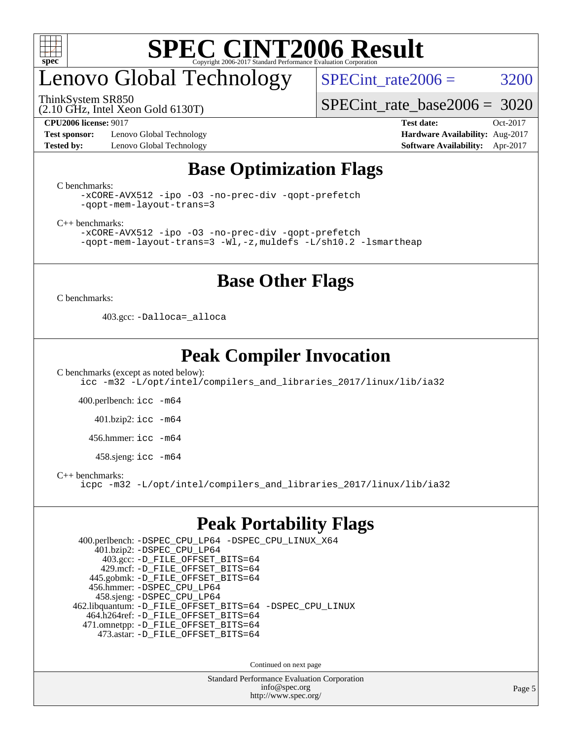# SPEC CINT2006 Result

Copyright 2006-2017 Standard Performance Evaluation Corporation

# Lenovo Global Technology

ThinkSystem SR850
(2.10 GHz, Intel Xeon Gold 6130T)

SPECint_rate2006 = 3200

SPECint_rate_base2006 = 3020

**CPU2006 license:** 9017
**Test sponsor:** Lenovo Global Technology
**Tested by:** Lenovo Global Technology

**Test date:** Oct-2017
**Hardware Availability:** Aug-2017
**Software Availability:** Apr-2017

## Base Optimization Flags

C benchmarks:

```
-xCORE-AVX512 -ipo -O3 -no-prec-div -qopt-prefetch
-qopt-mem-layout-trans=3
```

C++ benchmarks:

```
-xCORE-AVX512 -ipo -O3 -no-prec-div -qopt-prefetch
-qopt-mem-layout-trans=3 -Wl,-z,muldefs -L/sh10.2 -lsmartheap
```

## Base Other Flags

C benchmarks:

403.gcc: `-Dalloca=_alloca`

## Peak Compiler Invocation

C benchmarks (except as noted below):

```
icc -m32 -L/opt/intel/compilers_and_libraries_2017/linux/lib/ia32
```

400.perlbench: `icc -m64`

401.bzip2: `icc -m64`

456.hmmer: `icc -m64`

458.sjeng: `icc -m64`

C++ benchmarks:

```
icpc -m32 -L/opt/intel/compilers_and_libraries_2017/linux/lib/ia32
```

## Peak Portability Flags

400.perlbench: `-DSPEC_CPU_LP64 -DSPEC_CPU_LINUX_X64`
401.bzip2: `-DSPEC_CPU_LP64`
403.gcc: `-D_FILE_OFFSET_BITS=64`
429.mcf: `-D_FILE_OFFSET_BITS=64`
445.gobmk: `-D_FILE_OFFSET_BITS=64`
456.hmmer: `-DSPEC_CPU_LP64`
458.sjeng: `-DSPEC_CPU_LP64`
462.libquantum: `-D_FILE_OFFSET_BITS=64 -DSPEC_CPU_LINUX`
464.h264ref: `-D_FILE_OFFSET_BITS=64`
471.omnetpp: `-D_FILE_OFFSET_BITS=64`
473.astar: `-D_FILE_OFFSET_BITS=64`

Continued on next page

Standard Performance Evaluation Corporation
info@spec.org
http://www.spec.org/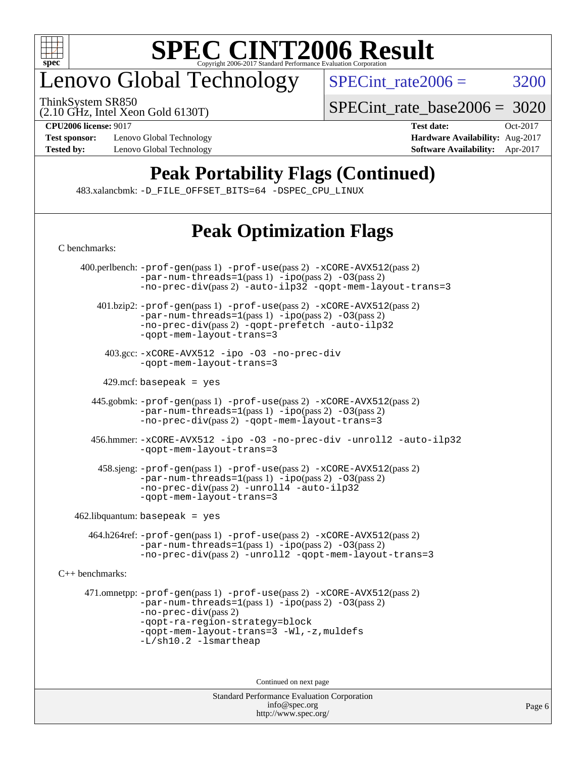# SPEC CINT2006 Result

## Lenovo Global Technology

ThinkSystem SR850
(2.10 GHz, Intel Xeon Gold 6130T)

SPECint_rate2006 = 3200

SPECint_rate_base2006 = 3020

**CPU2006 license:** 9017 **Test date:** Oct-2017
**Test sponsor:** Lenovo Global Technology **Hardware Availability:** Aug-2017
**Tested by:** Lenovo Global Technology **Software Availability:** Apr-2017

## Peak Portability Flags (Continued)

483.xalancbmk: -D_FILE_OFFSET_BITS=64 -DSPEC_CPU_LINUX

## Peak Optimization Flags

C benchmarks:

400.perlbench: -prof-gen(pass 1) -prof-use(pass 2) -xCORE-AVX512(pass 2) -par-num-threads=1(pass 1) -ipo(pass 2) -O3(pass 2) -no-prec-div(pass 2) -auto-ilp32 -qopt-mem-layout-trans=3

401.bzip2: -prof-gen(pass 1) -prof-use(pass 2) -xCORE-AVX512(pass 2) -par-num-threads=1(pass 1) -ipo(pass 2) -O3(pass 2) -no-prec-div(pass 2) -qopt-prefetch -auto-ilp32 -qopt-mem-layout-trans=3

403.gcc: -xCORE-AVX512 -ipo -O3 -no-prec-div -qopt-mem-layout-trans=3

429.mcf: basepeak = yes

445.gobmk: -prof-gen(pass 1) -prof-use(pass 2) -xCORE-AVX512(pass 2) -par-num-threads=1(pass 1) -ipo(pass 2) -O3(pass 2) -no-prec-div(pass 2) -qopt-mem-layout-trans=3

456.hmmer: -xCORE-AVX512 -ipo -O3 -no-prec-div -unroll2 -auto-ilp32 -qopt-mem-layout-trans=3

458.sjeng: -prof-gen(pass 1) -prof-use(pass 2) -xCORE-AVX512(pass 2) -par-num-threads=1(pass 1) -ipo(pass 2) -O3(pass 2) -no-prec-div(pass 2) -unroll4 -auto-ilp32 -qopt-mem-layout-trans=3

462.libquantum: basepeak = yes

464.h264ref: -prof-gen(pass 1) -prof-use(pass 2) -xCORE-AVX512(pass 2) -par-num-threads=1(pass 1) -ipo(pass 2) -O3(pass 2) -no-prec-div(pass 2) -unroll2 -qopt-mem-layout-trans=3

C++ benchmarks:

471.omnetpp: -prof-gen(pass 1) -prof-use(pass 2) -xCORE-AVX512(pass 2) -par-num-threads=1(pass 1) -ipo(pass 2) -O3(pass 2) -no-prec-div(pass 2) -qopt-ra-region-strategy=block -qopt-mem-layout-trans=3 -Wl,-z,muldefs -L/sh10.2 -lsmartheap

Continued on next page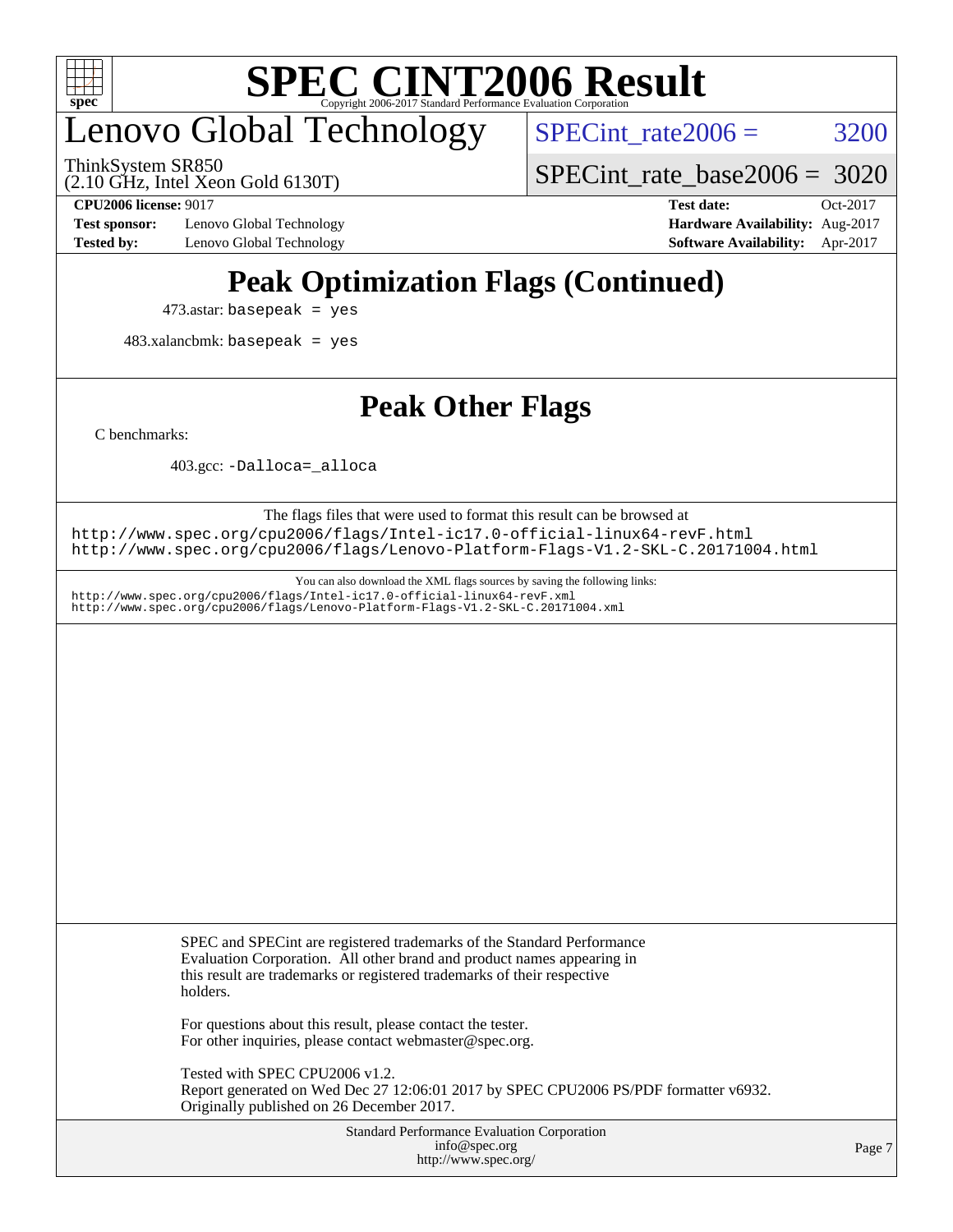# SPEC CINT2006 Result

Copyright 2006-2017 Standard Performance Evaluation Corporation

# Lenovo Global Technology

ThinkSystem SR850
(2.10 GHz, Intel Xeon Gold 6130T)

SPECint_rate2006 = 3200

SPECint_rate_base2006 = 3020

**CPU2006 license:** 9017
**Test sponsor:** Lenovo Global Technology
**Tested by:** Lenovo Global Technology

**Test date:** Oct-2017
**Hardware Availability:** Aug-2017
**Software Availability:** Apr-2017

## Peak Optimization Flags (Continued)

473.astar: `basepeak = yes`

483.xalancbmk: `basepeak = yes`

## Peak Other Flags

C benchmarks:

403.gcc: `-Dalloca=_alloca`

The flags files that were used to format this result can be browsed at
http://www.spec.org/cpu2006/flags/Intel-ic17.0-official-linux64-revF.html
http://www.spec.org/cpu2006/flags/Lenovo-Platform-Flags-V1.2-SKL-C.20171004.html

You can also download the XML flags sources by saving the following links:
http://www.spec.org/cpu2006/flags/Intel-ic17.0-official-linux64-revF.xml
http://www.spec.org/cpu2006/flags/Lenovo-Platform-Flags-V1.2-SKL-C.20171004.xml

SPEC and SPECint are registered trademarks of the Standard Performance Evaluation Corporation. All other brand and product names appearing in this result are trademarks or registered trademarks of their respective holders.

For questions about this result, please contact the tester.
For other inquiries, please contact webmaster@spec.org.

Tested with SPEC CPU2006 v1.2.
Report generated on Wed Dec 27 12:06:01 2017 by SPEC CPU2006 PS/PDF formatter v6932.
Originally published on 26 December 2017.

Standard Performance Evaluation Corporation
info@spec.org
http://www.spec.org/